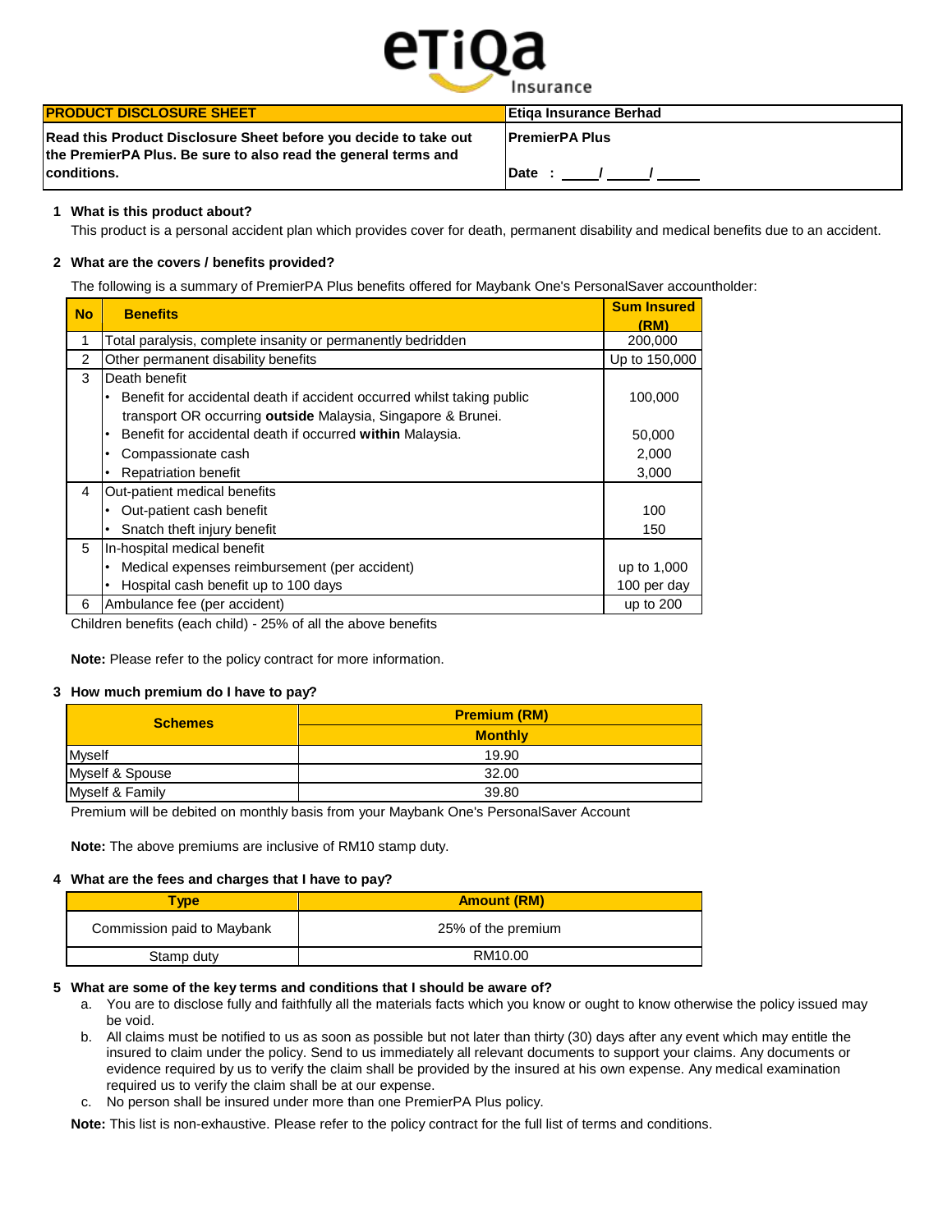eTiQa Insurance

| PRODUCT DISCLOSURE SHEET | Etiqa Insurance Berhad |
|---|---|
| **Read this Product Disclosure Sheet before you decide to take out the PremierPA Plus. Be sure to also read the general terms and conditions.** | **PremierPA Plus**<br><br>**Date : \_\_\_\_/ \_\_\_\_/ \_\_\_\_** |

## 1 What is this product about?

This product is a personal accident plan which provides cover for death, permanent disability and medical benefits due to an accident.

## 2 What are the covers / benefits provided?

The following is a summary of PremierPA Plus benefits offered for Maybank One's PersonalSaver accountholder:

| No | Benefits | Sum Insured (RM) |
|---|---|---|
| 1 | Total paralysis, complete insanity or permanently bedridden | 200,000 |
| 2 | Other permanent disability benefits | Up to 150,000 |
| 3 | Death benefit | |
| | • Benefit for accidental death if accident occurred whilst taking public transport OR occurring **outside** Malaysia, Singapore & Brunei. | 100,000 |
| | • Benefit for accidental death if occurred **within** Malaysia. | 50,000 |
| | • Compassionate cash | 2,000 |
| | • Repatriation benefit | 3,000 |
| 4 | Out-patient medical benefits | |
| | • Out-patient cash benefit | 100 |
| | • Snatch theft injury benefit | 150 |
| 5 | In-hospital medical benefit | |
| | • Medical expenses reimbursement (per accident) | up to 1,000 |
| | • Hospital cash benefit up to 100 days | 100 per day |
| 6 | Ambulance fee (per accident) | up to 200 |

Children benefits (each child) - 25% of all the above benefits

**Note:** Please refer to the policy contract for more information.

## 3 How much premium do I have to pay?

| Schemes | Premium (RM) |
|---|---|
| | Monthly |
| Myself | 19.90 |
| Myself & Spouse | 32.00 |
| Myself & Family | 39.80 |

Premium will be debited on monthly basis from your Maybank One's PersonalSaver Account

**Note:** The above premiums are inclusive of RM10 stamp duty.

## 4 What are the fees and charges that I have to pay?

| Type | Amount (RM) |
|---|---|
| Commission paid to Maybank | 25% of the premium |
| Stamp duty | RM10.00 |

## 5 What are some of the key terms and conditions that I should be aware of?

a. You are to disclose fully and faithfully all the materials facts which you know or ought to know otherwise the policy issued may be void.

b. All claims must be notified to us as soon as possible but not later than thirty (30) days after any event which may entitle the insured to claim under the policy. Send to us immediately all relevant documents to support your claims. Any documents or evidence required by us to verify the claim shall be provided by the insured at his own expense. Any medical examination required us to verify the claim shall be at our expense.

c. No person shall be insured under more than one PremierPA Plus policy.

**Note:** This list is non-exhaustive. Please refer to the policy contract for the full list of terms and conditions.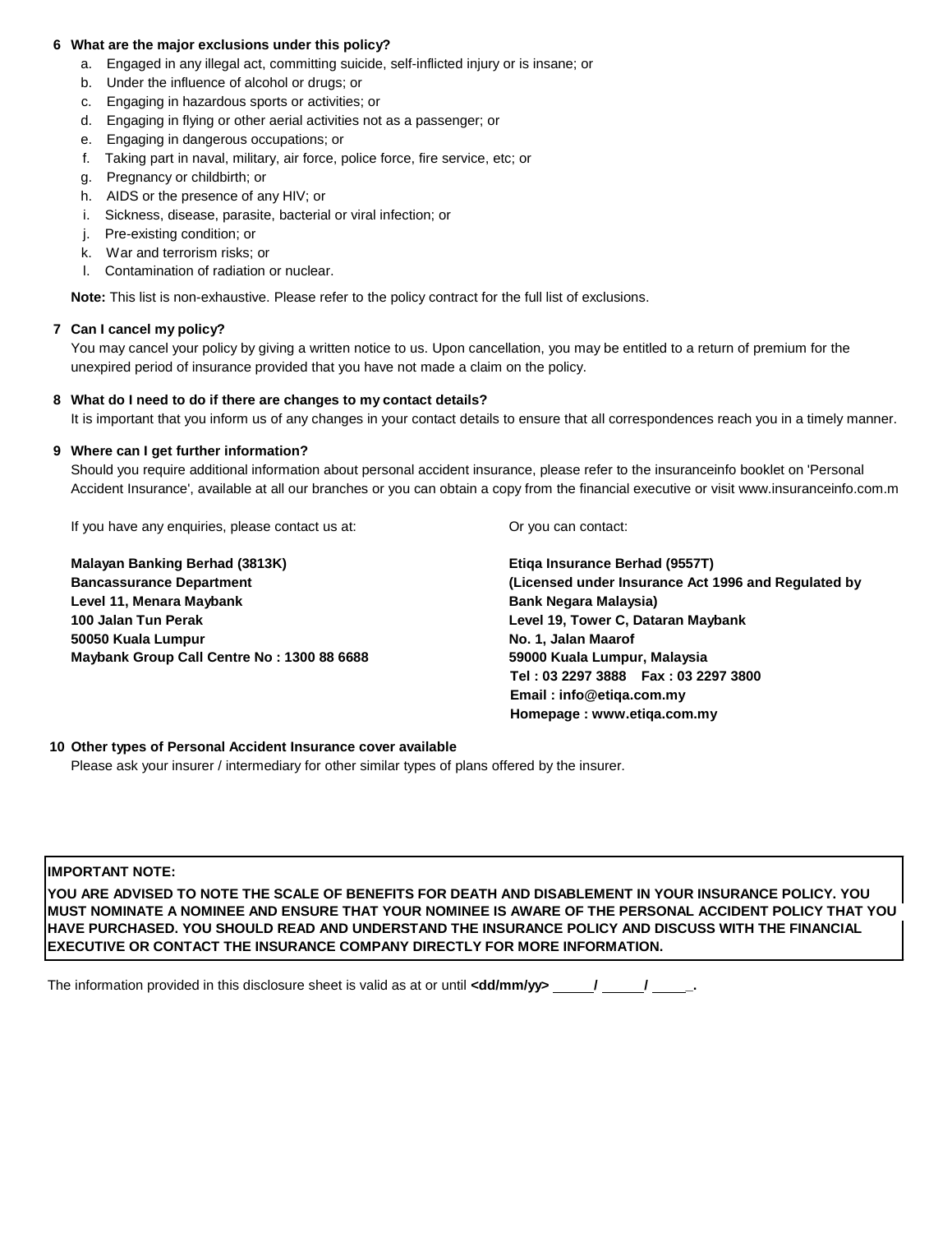**6 What are the major exclusions under this policy?**

a. Engaged in any illegal act, committing suicide, self-inflicted injury or is insane; or
b. Under the influence of alcohol or drugs; or
c. Engaging in hazardous sports or activities; or
d. Engaging in flying or other aerial activities not as a passenger; or
e. Engaging in dangerous occupations; or
f. Taking part in naval, military, air force, police force, fire service, etc; or
g. Pregnancy or childbirth; or
h. AIDS or the presence of any HIV; or
i. Sickness, disease, parasite, bacterial or viral infection; or
j. Pre-existing condition; or
k. War and terrorism risks; or
l. Contamination of radiation or nuclear.

**Note:** This list is non-exhaustive. Please refer to the policy contract for the full list of exclusions.

**7 Can I cancel my policy?**

You may cancel your policy by giving a written notice to us. Upon cancellation, you may be entitled to a return of premium for the unexpired period of insurance provided that you have not made a claim on the policy.

**8 What do I need to do if there are changes to my contact details?**

It is important that you inform us of any changes in your contact details to ensure that all correspondences reach you in a timely manner.

**9 Where can I get further information?**

Should you require additional information about personal accident insurance, please refer to the insuranceinfo booklet on 'Personal Accident Insurance', available at all our branches or you can obtain a copy from the financial executive or visit www.insuranceinfo.com.m

If you have any enquiries, please contact us at:

**Malayan Banking Berhad (3813K)**
**Bancassurance Department**
**Level 11, Menara Maybank**
**100 Jalan Tun Perak**
**50050 Kuala Lumpur**
**Maybank Group Call Centre No : 1300 88 6688**

Or you can contact:

**Etiqa Insurance Berhad (9557T)**
**(Licensed under Insurance Act 1996 and Regulated by Bank Negara Malaysia)**
**Level 19, Tower C, Dataran Maybank**
**No. 1, Jalan Maarof**
**59000 Kuala Lumpur, Malaysia**
**Tel : 03 2297 3888 Fax : 03 2297 3800**
**Email : info@etiqa.com.my**
**Homepage : www.etiqa.com.my**

**10 Other types of Personal Accident Insurance cover available**

Please ask your insurer / intermediary for other similar types of plans offered by the insurer.

**IMPORTANT NOTE:**

**YOU ARE ADVISED TO NOTE THE SCALE OF BENEFITS FOR DEATH AND DISABLEMENT IN YOUR INSURANCE POLICY. YOU MUST NOMINATE A NOMINEE AND ENSURE THAT YOUR NOMINEE IS AWARE OF THE PERSONAL ACCIDENT POLICY THAT YOU HAVE PURCHASED. YOU SHOULD READ AND UNDERSTAND THE INSURANCE POLICY AND DISCUSS WITH THE FINANCIAL EXECUTIVE OR CONTACT THE INSURANCE COMPANY DIRECTLY FOR MORE INFORMATION.**

The information provided in this disclosure sheet is valid as at or until **<dd/mm/yy> _____ / _____ / _____.**